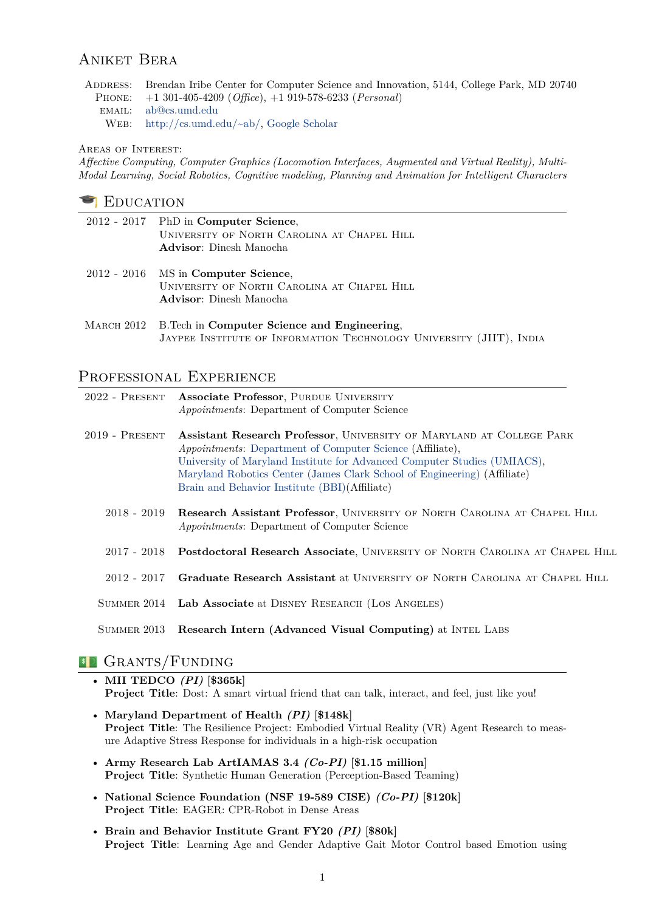# Aniket Bera

Address: Brendan Iribe Center for Computer Science and Innovation, 5144, College Park, MD 20740
Phone: +1 301-405-4209 (*Office*), +1 919-578-6233 (*Personal*)
email: ab@cs.umd.edu
Web: http://cs.umd.edu/~ab/, Google Scholar

Areas of Interest:
*Affective Computing, Computer Graphics (Locomotion Interfaces, Augmented and Virtual Reality), Multi-Modal Learning, Social Robotics, Cognitive modeling, Planning and Animation for Intelligent Characters*

## Education

2012 - 2017 PhD in **Computer Science**,
University of North Carolina at Chapel Hill
**Advisor**: Dinesh Manocha

2012 - 2016 MS in **Computer Science**,
University of North Carolina at Chapel Hill
**Advisor**: Dinesh Manocha

March 2012 B.Tech in **Computer Science and Engineering**,
Jaypee Institute of Information Technology University (JIIT), India

## Professional Experience

2022 - Present **Associate Professor**, Purdue University
*Appointments*: Department of Computer Science

2019 - Present **Assistant Research Professor**, University of Maryland at College Park
*Appointments*: Department of Computer Science (Affiliate),
University of Maryland Institute for Advanced Computer Studies (UMIACS),
Maryland Robotics Center (James Clark School of Engineering) (Affiliate)
Brain and Behavior Institute (BBI)(Affiliate)

2018 - 2019 **Research Assistant Professor**, University of North Carolina at Chapel Hill
*Appointments*: Department of Computer Science

2017 - 2018 **Postdoctoral Research Associate**, University of North Carolina at Chapel Hill

2012 - 2017 **Graduate Research Assistant** at University of North Carolina at Chapel Hill

Summer 2014 **Lab Associate** at Disney Research (Los Angeles)

Summer 2013 **Research Intern (Advanced Visual Computing)** at Intel Labs

## Grants/Funding

- **MII TEDCO *(PI)*** [**$365k**]
  **Project Title**: Dost: A smart virtual friend that can talk, interact, and feel, just like you!
- **Maryland Department of Health *(PI)*** [**$148k**]
  **Project Title**: The Resilience Project: Embodied Virtual Reality (VR) Agent Research to measure Adaptive Stress Response for individuals in a high-risk occupation
- **Army Research Lab ArtIAMAS 3.4 *(Co-PI)*** [**$1.15 million**]
  **Project Title**: Synthetic Human Generation (Perception-Based Teaming)
- **National Science Foundation (NSF 19-589 CISE) *(Co-PI)*** [**$120k**]
  **Project Title**: EAGER: CPR-Robot in Dense Areas
- **Brain and Behavior Institute Grant FY20 *(PI)*** [**$80k**]
  **Project Title**: Learning Age and Gender Adaptive Gait Motor Control based Emotion using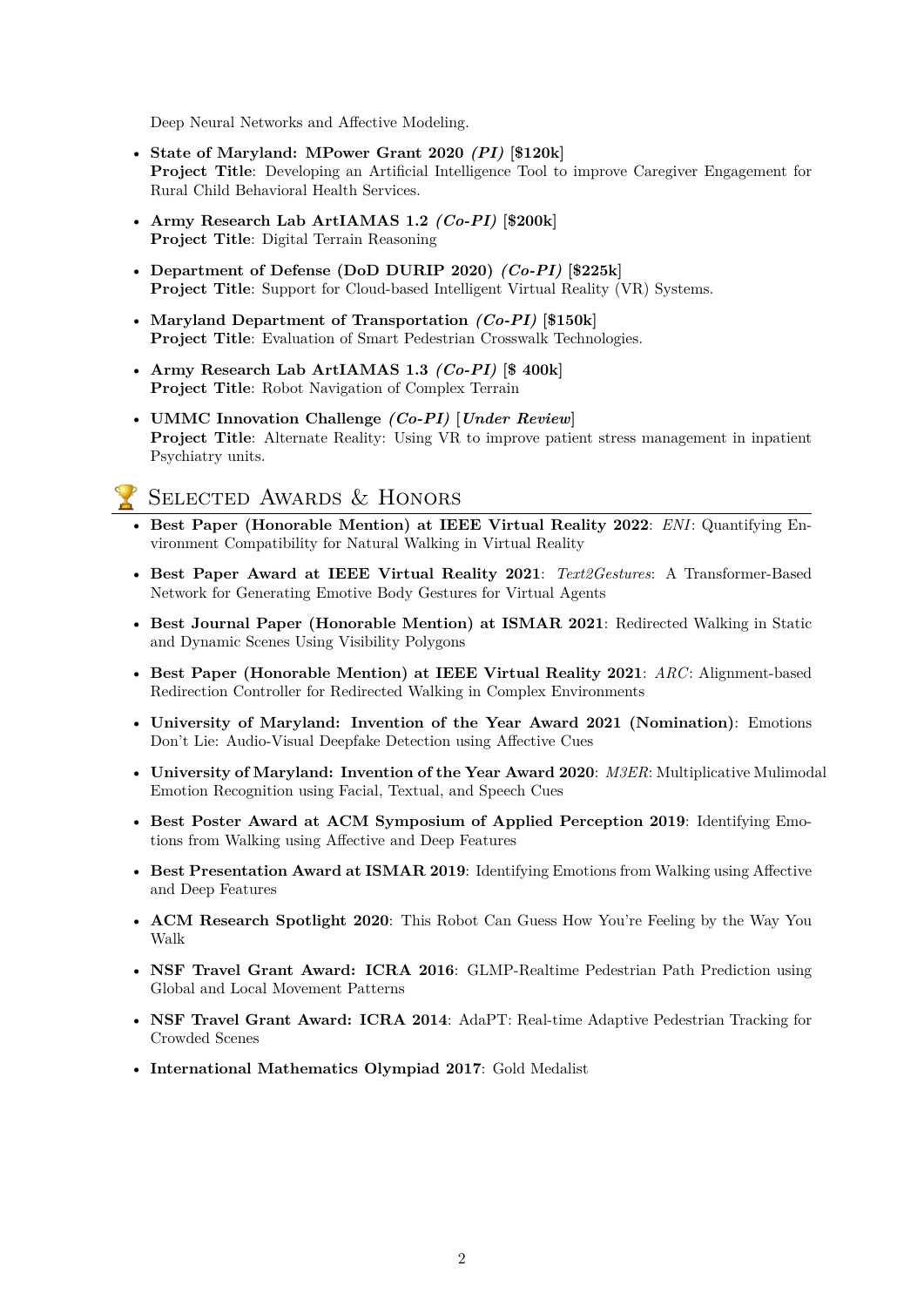Deep Neural Networks and Affective Modeling.

- **State of Maryland: MPower Grant 2020** ***(PI)*** **[$120k]**
  **Project Title**: Developing an Artificial Intelligence Tool to improve Caregiver Engagement for Rural Child Behavioral Health Services.

- **Army Research Lab ArtIAMAS 1.2** ***(Co-PI)*** **[$200k]**
  **Project Title**: Digital Terrain Reasoning

- **Department of Defense (DoD DURIP 2020)** ***(Co-PI)*** **[$225k]**
  **Project Title**: Support for Cloud-based Intelligent Virtual Reality (VR) Systems.

- **Maryland Department of Transportation** ***(Co-PI)*** **[$150k]**
  **Project Title**: Evaluation of Smart Pedestrian Crosswalk Technologies.

- **Army Research Lab ArtIAMAS 1.3** ***(Co-PI)*** **[$ 400k]**
  **Project Title**: Robot Navigation of Complex Terrain

- **UMMC Innovation Challenge** ***(Co-PI)*** **[*Under Review*]**
  **Project Title**: Alternate Reality: Using VR to improve patient stress management in inpatient Psychiatry units.

## Selected Awards & Honors

- **Best Paper (Honorable Mention) at IEEE Virtual Reality 2022**: *ENI*: Quantifying Environment Compatibility for Natural Walking in Virtual Reality
- **Best Paper Award at IEEE Virtual Reality 2021**: *Text2Gestures*: A Transformer-Based Network for Generating Emotive Body Gestures for Virtual Agents
- **Best Journal Paper (Honorable Mention) at ISMAR 2021**: Redirected Walking in Static and Dynamic Scenes Using Visibility Polygons
- **Best Paper (Honorable Mention) at IEEE Virtual Reality 2021**: *ARC*: Alignment-based Redirection Controller for Redirected Walking in Complex Environments
- **University of Maryland: Invention of the Year Award 2021 (Nomination)**: Emotions Don't Lie: Audio-Visual Deepfake Detection using Affective Cues
- **University of Maryland: Invention of the Year Award 2020**: *M3ER*: Multiplicative Mulimodal Emotion Recognition using Facial, Textual, and Speech Cues
- **Best Poster Award at ACM Symposium of Applied Perception 2019**: Identifying Emotions from Walking using Affective and Deep Features
- **Best Presentation Award at ISMAR 2019**: Identifying Emotions from Walking using Affective and Deep Features
- **ACM Research Spotlight 2020**: This Robot Can Guess How You're Feeling by the Way You Walk
- **NSF Travel Grant Award: ICRA 2016**: GLMP-Realtime Pedestrian Path Prediction using Global and Local Movement Patterns
- **NSF Travel Grant Award: ICRA 2014**: AdaPT: Real-time Adaptive Pedestrian Tracking for Crowded Scenes
- **International Mathematics Olympiad 2017**: Gold Medalist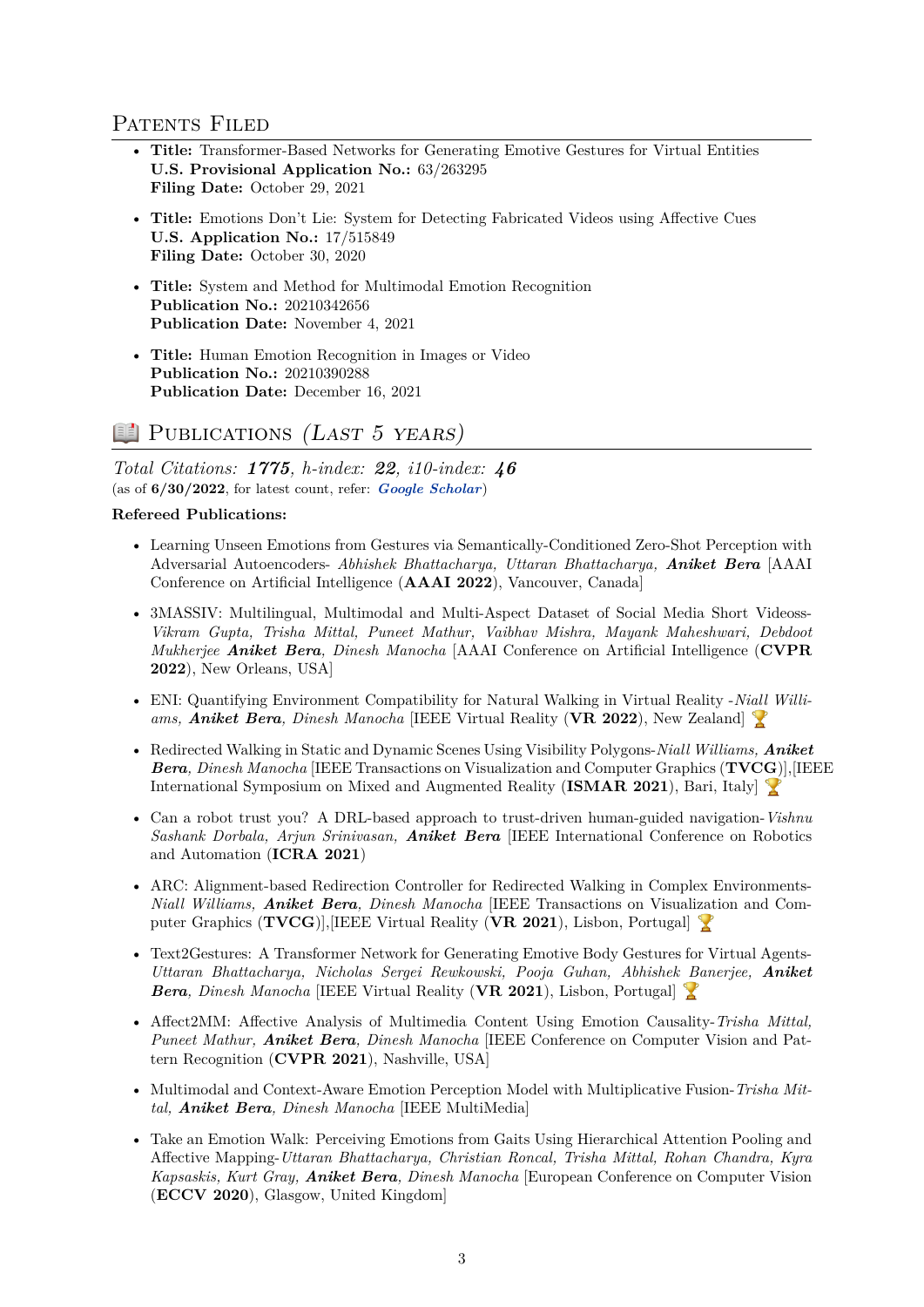## Patents Filed

- **Title:** Transformer-Based Networks for Generating Emotive Gestures for Virtual Entities
  **U.S. Provisional Application No.:** 63/263295
  **Filing Date:** October 29, 2021
- **Title:** Emotions Don't Lie: System for Detecting Fabricated Videos using Affective Cues
  **U.S. Application No.:** 17/515849
  **Filing Date:** October 30, 2020
- **Title:** System and Method for Multimodal Emotion Recognition
  **Publication No.:** 20210342656
  **Publication Date:** November 4, 2021
- **Title:** Human Emotion Recognition in Images or Video
  **Publication No.:** 20210390288
  **Publication Date:** December 16, 2021

## 📖 Publications *(Last 5 years)*

*Total Citations:* ***1775****, h-index:* ***22****, i10-index:* ***46***
(as of **6/30/2022**, for latest count, refer: ***Google Scholar***)

**Refereed Publications:**

- Learning Unseen Emotions from Gestures via Semantically-Conditioned Zero-Shot Perception with Adversarial Autoencoders- *Abhishek Bhattacharya, Uttaran Bhattacharya,* ***Aniket Bera*** [AAAI Conference on Artificial Intelligence (**AAAI 2022**), Vancouver, Canada]
- 3MASSIV: Multilingual, Multimodal and Multi-Aspect Dataset of Social Media Short Videoss- *Vikram Gupta, Trisha Mittal, Puneet Mathur, Vaibhav Mishra, Mayank Maheshwari, Debdoot Mukherjee* ***Aniket Bera****, Dinesh Manocha* [AAAI Conference on Artificial Intelligence (**CVPR 2022**), New Orleans, USA]
- ENI: Quantifying Environment Compatibility for Natural Walking in Virtual Reality -*Niall Williams,* ***Aniket Bera****, Dinesh Manocha* [IEEE Virtual Reality (**VR 2022**), New Zealand] 🏆
- Redirected Walking in Static and Dynamic Scenes Using Visibility Polygons-*Niall Williams,* ***Aniket Bera****, Dinesh Manocha* [IEEE Transactions on Visualization and Computer Graphics (**TVCG**)],[IEEE International Symposium on Mixed and Augmented Reality (**ISMAR 2021**), Bari, Italy] 🏆
- Can a robot trust you? A DRL-based approach to trust-driven human-guided navigation-*Vishnu Sashank Dorbala, Arjun Srinivasan,* ***Aniket Bera*** [IEEE International Conference on Robotics and Automation (**ICRA 2021**)
- ARC: Alignment-based Redirection Controller for Redirected Walking in Complex Environments-*Niall Williams,* ***Aniket Bera****, Dinesh Manocha* [IEEE Transactions on Visualization and Computer Graphics (**TVCG**)],[IEEE Virtual Reality (**VR 2021**), Lisbon, Portugal] 🏆
- Text2Gestures: A Transformer Network for Generating Emotive Body Gestures for Virtual Agents-*Uttaran Bhattacharya, Nicholas Sergei Rewkowski, Pooja Guhan, Abhishek Banerjee,* ***Aniket Bera****, Dinesh Manocha* [IEEE Virtual Reality (**VR 2021**), Lisbon, Portugal] 🏆
- Affect2MM: Affective Analysis of Multimedia Content Using Emotion Causality-*Trisha Mittal, Puneet Mathur,* ***Aniket Bera****, Dinesh Manocha* [IEEE Conference on Computer Vision and Pattern Recognition (**CVPR 2021**), Nashville, USA]
- Multimodal and Context-Aware Emotion Perception Model with Multiplicative Fusion-*Trisha Mittal,* ***Aniket Bera****, Dinesh Manocha* [IEEE MultiMedia]
- Take an Emotion Walk: Perceiving Emotions from Gaits Using Hierarchical Attention Pooling and Affective Mapping-*Uttaran Bhattacharya, Christian Roncal, Trisha Mittal, Rohan Chandra, Kyra Kapsaskis, Kurt Gray,* ***Aniket Bera****, Dinesh Manocha* [European Conference on Computer Vision (**ECCV 2020**), Glasgow, United Kingdom]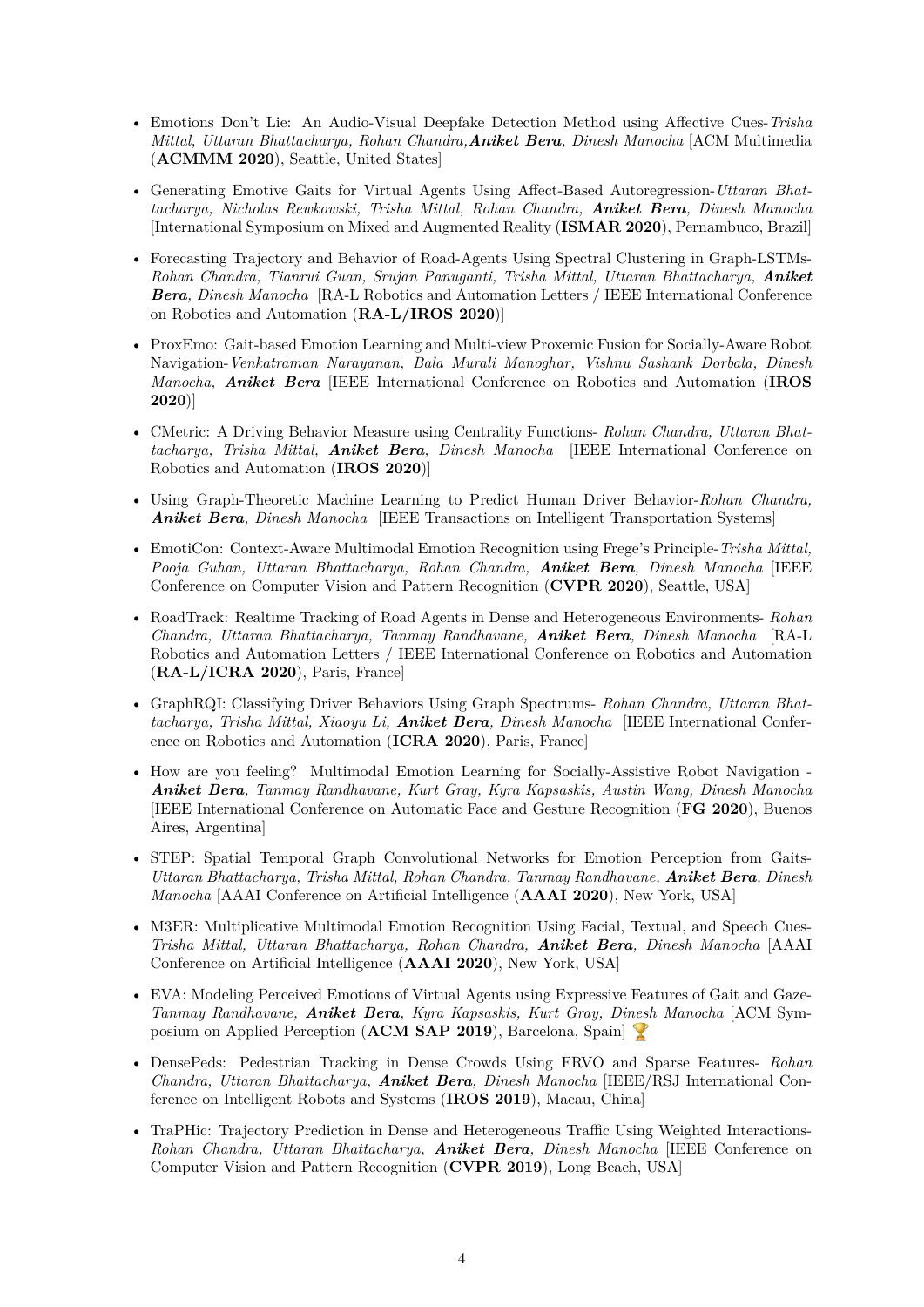- Emotions Don't Lie: An Audio-Visual Deepfake Detection Method using Affective Cues-*Trisha Mittal, Uttaran Bhattacharya, Rohan Chandra,**Aniket Bera**, Dinesh Manocha* [ACM Multimedia (**ACMMM 2020**), Seattle, United States]

- Generating Emotive Gaits for Virtual Agents Using Affect-Based Autoregression-*Uttaran Bhattacharya, Nicholas Rewkowski, Trisha Mittal, Rohan Chandra, **Aniket Bera**, Dinesh Manocha* [International Symposium on Mixed and Augmented Reality (**ISMAR 2020**), Pernambuco, Brazil]

- Forecasting Trajectory and Behavior of Road-Agents Using Spectral Clustering in Graph-LSTMs-*Rohan Chandra, Tianrui Guan, Srujan Panuganti, Trisha Mittal, Uttaran Bhattacharya, **Aniket Bera**, Dinesh Manocha* [RA-L Robotics and Automation Letters / IEEE International Conference on Robotics and Automation (**RA-L/IROS 2020**)]

- ProxEmo: Gait-based Emotion Learning and Multi-view Proxemic Fusion for Socially-Aware Robot Navigation-*Venkatraman Narayanan, Bala Murali Manoghar, Vishnu Sashank Dorbala, Dinesh Manocha, **Aniket Bera*** [IEEE International Conference on Robotics and Automation (**IROS 2020**)]

- CMetric: A Driving Behavior Measure using Centrality Functions- *Rohan Chandra, Uttaran Bhattacharya, Trisha Mittal, **Aniket Bera**, Dinesh Manocha* [IEEE International Conference on Robotics and Automation (**IROS 2020**)]

- Using Graph-Theoretic Machine Learning to Predict Human Driver Behavior-*Rohan Chandra, **Aniket Bera**, Dinesh Manocha* [IEEE Transactions on Intelligent Transportation Systems]

- EmotiCon: Context-Aware Multimodal Emotion Recognition using Frege's Principle-*Trisha Mittal, Pooja Guhan, Uttaran Bhattacharya, Rohan Chandra, **Aniket Bera**, Dinesh Manocha* [IEEE Conference on Computer Vision and Pattern Recognition (**CVPR 2020**), Seattle, USA]

- RoadTrack: Realtime Tracking of Road Agents in Dense and Heterogeneous Environments- *Rohan Chandra, Uttaran Bhattacharya, Tanmay Randhavane, **Aniket Bera**, Dinesh Manocha* [RA-L Robotics and Automation Letters / IEEE International Conference on Robotics and Automation (**RA-L/ICRA 2020**), Paris, France]

- GraphRQI: Classifying Driver Behaviors Using Graph Spectrums- *Rohan Chandra, Uttaran Bhattacharya, Trisha Mittal, Xiaoyu Li, **Aniket Bera**, Dinesh Manocha* [IEEE International Conference on Robotics and Automation (**ICRA 2020**), Paris, France]

- How are you feeling? Multimodal Emotion Learning for Socially-Assistive Robot Navigation - ***Aniket Bera**, Tanmay Randhavane, Kurt Gray, Kyra Kapsaskis, Austin Wang, Dinesh Manocha* [IEEE International Conference on Automatic Face and Gesture Recognition (**FG 2020**), Buenos Aires, Argentina]

- STEP: Spatial Temporal Graph Convolutional Networks for Emotion Perception from Gaits-*Uttaran Bhattacharya, Trisha Mittal, Rohan Chandra, Tanmay Randhavane, **Aniket Bera**, Dinesh Manocha* [AAAI Conference on Artificial Intelligence (**AAAI 2020**), New York, USA]

- M3ER: Multiplicative Multimodal Emotion Recognition Using Facial, Textual, and Speech Cues-*Trisha Mittal, Uttaran Bhattacharya, Rohan Chandra, **Aniket Bera**, Dinesh Manocha* [AAAI Conference on Artificial Intelligence (**AAAI 2020**), New York, USA]

- EVA: Modeling Perceived Emotions of Virtual Agents using Expressive Features of Gait and Gaze-*Tanmay Randhavane, **Aniket Bera**, Kyra Kapsaskis, Kurt Gray, Dinesh Manocha* [ACM Symposium on Applied Perception (**ACM SAP 2019**), Barcelona, Spain] 🏆

- DensePeds: Pedestrian Tracking in Dense Crowds Using FRVO and Sparse Features- *Rohan Chandra, Uttaran Bhattacharya, **Aniket Bera**, Dinesh Manocha* [IEEE/RSJ International Conference on Intelligent Robots and Systems (**IROS 2019**), Macau, China]

- TraPHic: Trajectory Prediction in Dense and Heterogeneous Traffic Using Weighted Interactions-*Rohan Chandra, Uttaran Bhattacharya, **Aniket Bera**, Dinesh Manocha* [IEEE Conference on Computer Vision and Pattern Recognition (**CVPR 2019**), Long Beach, USA]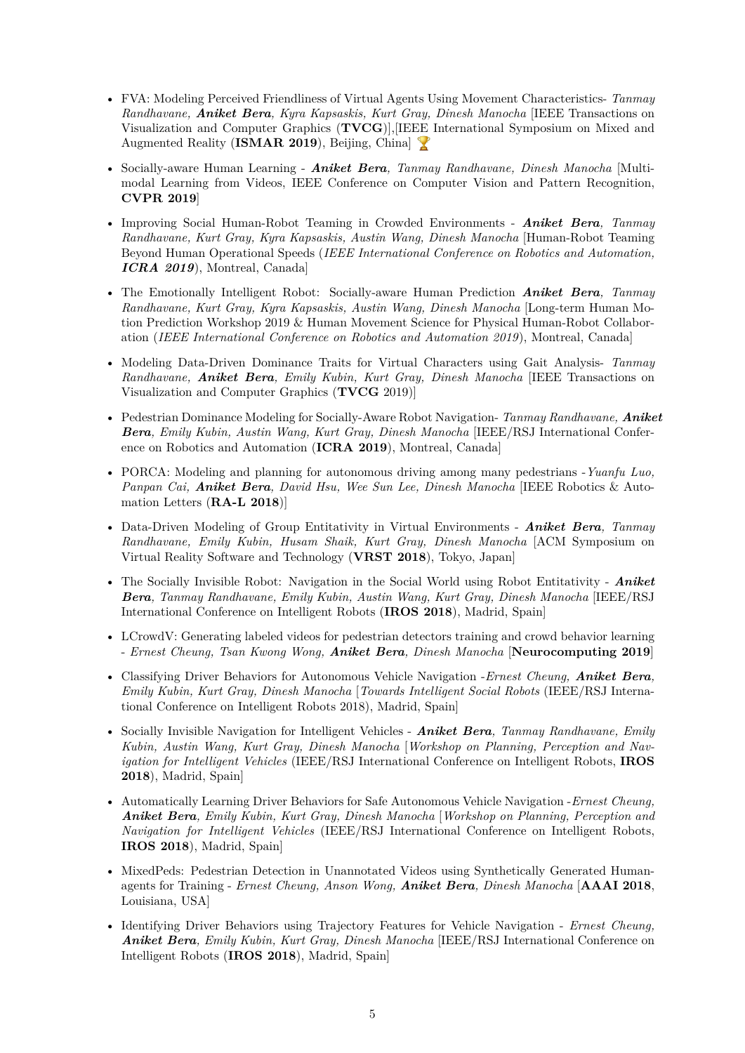- FVA: Modeling Perceived Friendliness of Virtual Agents Using Movement Characteristics- *Tanmay Randhavane, **Aniket Bera**, Kyra Kapsaskis, Kurt Gray, Dinesh Manocha* [IEEE Transactions on Visualization and Computer Graphics (**TVCG**)],[IEEE International Symposium on Mixed and Augmented Reality (**ISMAR 2019**), Beijing, China] 🏆

- Socially-aware Human Learning - ***Aniket Bera**, Tanmay Randhavane, Dinesh Manocha* [Multimodal Learning from Videos, IEEE Conference on Computer Vision and Pattern Recognition, **CVPR 2019**]

- Improving Social Human-Robot Teaming in Crowded Environments - ***Aniket Bera**, Tanmay Randhavane, Kurt Gray, Kyra Kapsaskis, Austin Wang, Dinesh Manocha* [Human-Robot Teaming Beyond Human Operational Speeds (*IEEE International Conference on Robotics and Automation, **ICRA 2019***), Montreal, Canada]

- The Emotionally Intelligent Robot: Socially-aware Human Prediction ***Aniket Bera**, Tanmay Randhavane, Kurt Gray, Kyra Kapsaskis, Austin Wang, Dinesh Manocha* [Long-term Human Motion Prediction Workshop 2019 & Human Movement Science for Physical Human-Robot Collaboration (*IEEE International Conference on Robotics and Automation 2019*), Montreal, Canada]

- Modeling Data-Driven Dominance Traits for Virtual Characters using Gait Analysis- *Tanmay Randhavane, **Aniket Bera**, Emily Kubin, Kurt Gray, Dinesh Manocha* [IEEE Transactions on Visualization and Computer Graphics (**TVCG** 2019)]

- Pedestrian Dominance Modeling for Socially-Aware Robot Navigation- *Tanmay Randhavane, **Aniket Bera**, Emily Kubin, Austin Wang, Kurt Gray, Dinesh Manocha* [IEEE/RSJ International Conference on Robotics and Automation (**ICRA 2019**), Montreal, Canada]

- PORCA: Modeling and planning for autonomous driving among many pedestrians -*Yuanfu Luo, Panpan Cai, **Aniket Bera**, David Hsu, Wee Sun Lee, Dinesh Manocha* [IEEE Robotics & Automation Letters (**RA-L 2018**)]

- Data-Driven Modeling of Group Entitativity in Virtual Environments - ***Aniket Bera**, Tanmay Randhavane, Emily Kubin, Husam Shaik, Kurt Gray, Dinesh Manocha* [ACM Symposium on Virtual Reality Software and Technology (**VRST 2018**), Tokyo, Japan]

- The Socially Invisible Robot: Navigation in the Social World using Robot Entitativity - ***Aniket Bera**, Tanmay Randhavane, Emily Kubin, Austin Wang, Kurt Gray, Dinesh Manocha* [IEEE/RSJ International Conference on Intelligent Robots (**IROS 2018**), Madrid, Spain]

- LCrowdV: Generating labeled videos for pedestrian detectors training and crowd behavior learning - *Ernest Cheung, Tsan Kwong Wong, **Aniket Bera**, Dinesh Manocha* [**Neurocomputing 2019**]

- Classifying Driver Behaviors for Autonomous Vehicle Navigation -*Ernest Cheung, **Aniket Bera**, Emily Kubin, Kurt Gray, Dinesh Manocha* [*Towards Intelligent Social Robots* (IEEE/RSJ International Conference on Intelligent Robots 2018), Madrid, Spain]

- Socially Invisible Navigation for Intelligent Vehicles - ***Aniket Bera**, Tanmay Randhavane, Emily Kubin, Austin Wang, Kurt Gray, Dinesh Manocha* [*Workshop on Planning, Perception and Navigation for Intelligent Vehicles* (IEEE/RSJ International Conference on Intelligent Robots, **IROS 2018**), Madrid, Spain]

- Automatically Learning Driver Behaviors for Safe Autonomous Vehicle Navigation -*Ernest Cheung, **Aniket Bera**, Emily Kubin, Kurt Gray, Dinesh Manocha* [*Workshop on Planning, Perception and Navigation for Intelligent Vehicles* (IEEE/RSJ International Conference on Intelligent Robots, **IROS 2018**), Madrid, Spain]

- MixedPeds: Pedestrian Detection in Unannotated Videos using Synthetically Generated Human-agents for Training - *Ernest Cheung, Anson Wong, **Aniket Bera**, Dinesh Manocha* [**AAAI 2018**, Louisiana, USA]

- Identifying Driver Behaviors using Trajectory Features for Vehicle Navigation - *Ernest Cheung, **Aniket Bera**, Emily Kubin, Kurt Gray, Dinesh Manocha* [IEEE/RSJ International Conference on Intelligent Robots (**IROS 2018**), Madrid, Spain]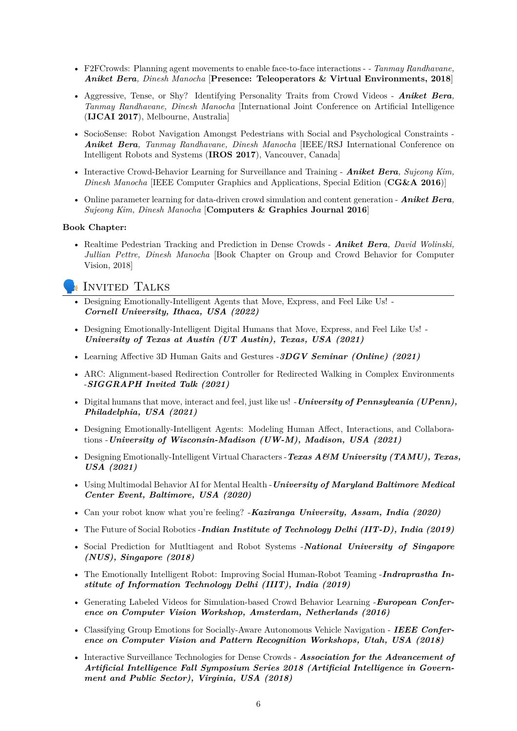- F2FCrowds: Planning agent movements to enable face-to-face interactions - - *Tanmay Randhavane,* ***Aniket Bera****, Dinesh Manocha* [**Presence: Teleoperators & Virtual Environments, 2018**]

- Aggressive, Tense, or Shy? Identifying Personality Traits from Crowd Videos - ***Aniket Bera****, Tanmay Randhavane, Dinesh Manocha* [International Joint Conference on Artificial Intelligence (**IJCAI 2017**), Melbourne, Australia]

- SocioSense: Robot Navigation Amongst Pedestrians with Social and Psychological Constraints - ***Aniket Bera****, Tanmay Randhavane, Dinesh Manocha* [IEEE/RSJ International Conference on Intelligent Robots and Systems (**IROS 2017**), Vancouver, Canada]

- Interactive Crowd-Behavior Learning for Surveillance and Training - ***Aniket Bera****, Sujeong Kim, Dinesh Manocha* [IEEE Computer Graphics and Applications, Special Edition (**CG&A 2016**)]

- Online parameter learning for data-driven crowd simulation and content generation - ***Aniket Bera****, Sujeong Kim, Dinesh Manocha* [**Computers & Graphics Journal 2016**]

**Book Chapter:**

- Realtime Pedestrian Tracking and Prediction in Dense Crowds - ***Aniket Bera****, David Wolinski, Jullian Pettre, Dinesh Manocha* [Book Chapter on Group and Crowd Behavior for Computer Vision, 2018]

## Invited Talks

- Designing Emotionally-Intelligent Agents that Move, Express, and Feel Like Us! - ***Cornell University, Ithaca, USA (2022)***

- Designing Emotionally-Intelligent Digital Humans that Move, Express, and Feel Like Us! - ***University of Texas at Austin (UT Austin), Texas, USA (2021)***

- Learning Affective 3D Human Gaits and Gestures -***3DGV Seminar (Online) (2021)***

- ARC: Alignment-based Redirection Controller for Redirected Walking in Complex Environments -***SIGGRAPH Invited Talk (2021)***

- Digital humans that move, interact and feel, just like us! -***University of Pennsylvania (UPenn), Philadelphia, USA (2021)***

- Designing Emotionally-Intelligent Agents: Modeling Human Affect, Interactions, and Collaborations -***University of Wisconsin-Madison (UW-M), Madison, USA (2021)***

- Designing Emotionally-Intelligent Virtual Characters -***Texas A&M University (TAMU), Texas, USA (2021)***

- Using Multimodal Behavior AI for Mental Health -***University of Maryland Baltimore Medical Center Event, Baltimore, USA (2020)***

- Can your robot know what you're feeling? -***Kaziranga University, Assam, India (2020)***

- The Future of Social Robotics -***Indian Institute of Technology Delhi (IIT-D), India (2019)***

- Social Prediction for Mutltiagent and Robot Systems -***National University of Singapore (NUS), Singapore (2018)***

- The Emotionally Intelligent Robot: Improving Social Human-Robot Teaming -***Indraprastha Institute of Information Technology Delhi (IIIT), India (2019)***

- Generating Labeled Videos for Simulation-based Crowd Behavior Learning -***European Conference on Computer Vision Workshop, Amsterdam, Netherlands (2016)***

- Classifying Group Emotions for Socially-Aware Autonomous Vehicle Navigation - ***IEEE Conference on Computer Vision and Pattern Recognition Workshops, Utah, USA (2018)***

- Interactive Surveillance Technologies for Dense Crowds - ***Association for the Advancement of Artificial Intelligence Fall Symposium Series 2018 (Artificial Intelligence in Government and Public Sector), Virginia, USA (2018)***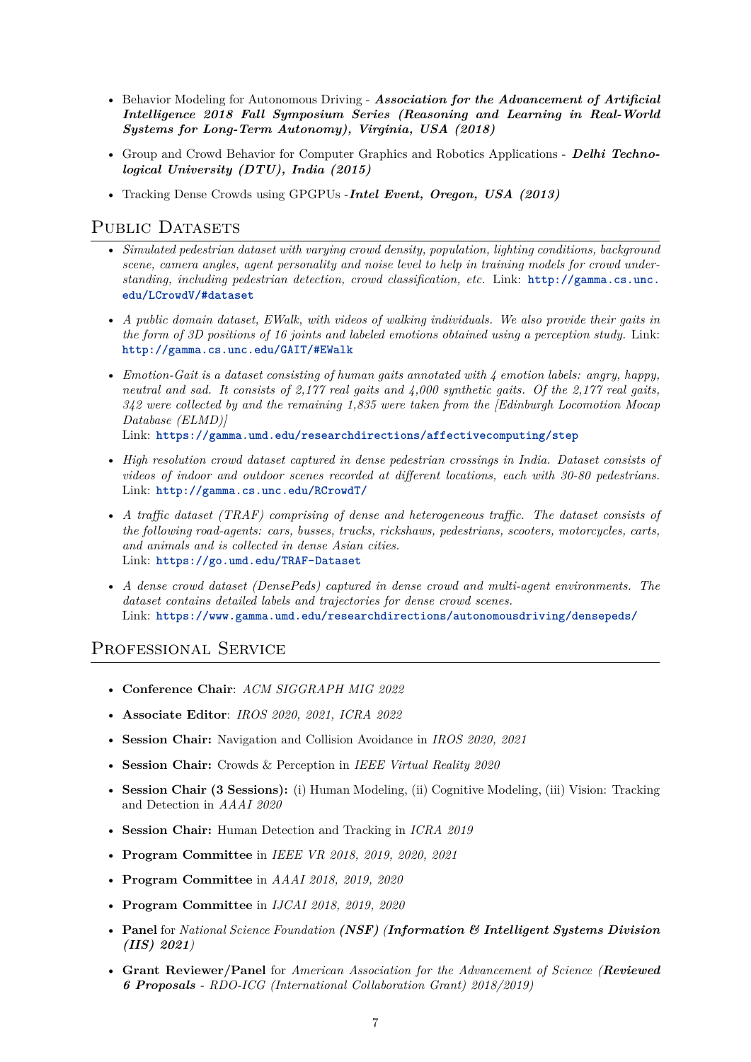- Behavior Modeling for Autonomous Driving - ***Association for the Advancement of Artificial Intelligence 2018 Fall Symposium Series (Reasoning and Learning in Real-World Systems for Long-Term Autonomy), Virginia, USA (2018)***
- Group and Crowd Behavior for Computer Graphics and Robotics Applications - ***Delhi Technological University (DTU), India (2015)***
- Tracking Dense Crowds using GPGPUs -***Intel Event, Oregon, USA (2013)***

## Public Datasets

- *Simulated pedestrian dataset with varying crowd density, population, lighting conditions, background scene, camera angles, agent personality and noise level to help in training models for crowd understanding, including pedestrian detection, crowd classification, etc.* Link: **http://gamma.cs.unc.edu/LCrowdV/#dataset**
- *A public domain dataset, EWalk, with videos of walking individuals. We also provide their gaits in the form of 3D positions of 16 joints and labeled emotions obtained using a perception study.* Link: **http://gamma.cs.unc.edu/GAIT/#EWalk**
- *Emotion-Gait is a dataset consisting of human gaits annotated with 4 emotion labels: angry, happy, neutral and sad. It consists of 2,177 real gaits and 4,000 synthetic gaits. Of the 2,177 real gaits, 342 were collected by and the remaining 1,835 were taken from the [Edinburgh Locomotion Mocap Database (ELMD)]*
  Link: **https://gamma.umd.edu/researchdirections/affectivecomputing/step**
- *High resolution crowd dataset captured in dense pedestrian crossings in India. Dataset consists of videos of indoor and outdoor scenes recorded at different locations, each with 30-80 pedestrians.* Link: **http://gamma.cs.unc.edu/RCrowdT/**
- *A traffic dataset (TRAF) comprising of dense and heterogeneous traffic. The dataset consists of the following road-agents: cars, busses, trucks, rickshaws, pedestrians, scooters, motorcycles, carts, and animals and is collected in dense Asian cities.*
  Link: **https://go.umd.edu/TRAF-Dataset**
- *A dense crowd dataset (DensePeds) captured in dense crowd and multi-agent environments. The dataset contains detailed labels and trajectories for dense crowd scenes.*
  Link: **https://www.gamma.umd.edu/researchdirections/autonomousdriving/denspeds/**

## Professional Service

- **Conference Chair**: *ACM SIGGRAPH MIG 2022*
- **Associate Editor**: *IROS 2020, 2021, ICRA 2022*
- **Session Chair:** Navigation and Collision Avoidance in *IROS 2020, 2021*
- **Session Chair:** Crowds & Perception in *IEEE Virtual Reality 2020*
- **Session Chair (3 Sessions):** (i) Human Modeling, (ii) Cognitive Modeling, (iii) Vision: Tracking and Detection in *AAAI 2020*
- **Session Chair:** Human Detection and Tracking in *ICRA 2019*
- **Program Committee** in *IEEE VR 2018, 2019, 2020, 2021*
- **Program Committee** in *AAAI 2018, 2019, 2020*
- **Program Committee** in *IJCAI 2018, 2019, 2020*
- **Panel** for *National Science Foundation* ***(NSF)*** *(**Information & Intelligent Systems Division (IIS)** 2021)*
- **Grant Reviewer/Panel** for *American Association for the Advancement of Science (**Reviewed 6 Proposals** - RDO-ICG (International Collaboration Grant) 2018/2019)*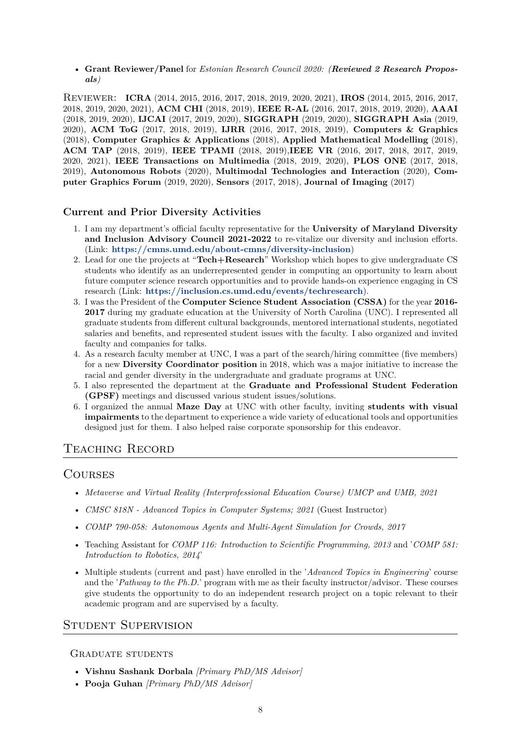- **Grant Reviewer/Panel** for *Estonian Research Council 2020: (**Reviewed 2 Research Proposals**)*

Reviewer: **ICRA** (2014, 2015, 2016, 2017, 2018, 2019, 2020, 2021), **IROS** (2014, 2015, 2016, 2017, 2018, 2019, 2020, 2021), **ACM CHI** (2018, 2019), **IEEE R-AL** (2016, 2017, 2018, 2019, 2020), **AAAI** (2018, 2019, 2020), **IJCAI** (2017, 2019, 2020), **SIGGRAPH** (2019, 2020), **SIGGRAPH Asia** (2019, 2020), **ACM ToG** (2017, 2018, 2019), **IJRR** (2016, 2017, 2018, 2019), **Computers & Graphics** (2018), **Computer Graphics & Applications** (2018), **Applied Mathematical Modelling** (2018), **ACM TAP** (2018, 2019), **IEEE TPAMI** (2018, 2019),**IEEE VR** (2016, 2017, 2018, 2017, 2019, 2020, 2021), **IEEE Transactions on Multimedia** (2018, 2019, 2020), **PLOS ONE** (2017, 2018, 2019), **Autonomous Robots** (2020), **Multimodal Technologies and Interaction** (2020), **Computer Graphics Forum** (2019, 2020), **Sensors** (2017, 2018), **Journal of Imaging** (2017)

### Current and Prior Diversity Activities

1. I am my department's official faculty representative for the **University of Maryland Diversity and Inclusion Advisory Council 2021-2022** to re-vitalize our diversity and inclusion efforts. (Link: **https://cmns.umd.edu/about-cmns/diversity-inclusion**)
2. Lead for one the projects at "**Tech+Research**" Workshop which hopes to give undergraduate CS students who identify as an underrepresented gender in computing an opportunity to learn about future computer science research opportunities and to provide hands-on experience engaging in CS research (Link: **https://inclusion.cs.umd.edu/events/techresearch**).
3. I was the President of the **Computer Science Student Association (CSSA)** for the year **2016-2017** during my graduate education at the University of North Carolina (UNC). I represented all graduate students from different cultural backgrounds, mentored international students, negotiated salaries and benefits, and represented student issues with the faculty. I also organized and invited faculty and companies for talks.
4. As a research faculty member at UNC, I was a part of the search/hiring committee (five members) for a new **Diversity Coordinator position** in 2018, which was a major initiative to increase the racial and gender diversity in the undergraduate and graduate programs at UNC.
5. I also represented the department at the **Graduate and Professional Student Federation (GPSF)** meetings and discussed various student issues/solutions.
6. I organized the annual **Maze Day** at UNC with other faculty, inviting **students with visual impairments** to the department to experience a wide variety of educational tools and opportunities designed just for them. I also helped raise corporate sponsorship for this endeavor.

## Teaching Record

## Courses

- *Metaverse and Virtual Reality (Interprofessional Education Course) UMCP and UMB, 2021*
- *CMSC 818N - Advanced Topics in Computer Systems; 2021* (Guest Instructor)
- *COMP 790-058: Autonomous Agents and Multi-Agent Simulation for Crowds, 2017*
- Teaching Assistant for *COMP 116: Introduction to Scientific Programming, 2013* and '*COMP 581: Introduction to Robotics, 2014*'
- Multiple students (current and past) have enrolled in the '*Advanced Topics in Engineering*' course and the '*Pathway to the Ph.D.*' program with me as their faculty instructor/advisor. These courses give students the opportunity to do an independent research project on a topic relevant to their academic program and are supervised by a faculty.

## Student Supervision

### Graduate students

- **Vishnu Sashank Dorbala** *[Primary PhD/MS Advisor]*
- **Pooja Guhan** *[Primary PhD/MS Advisor]*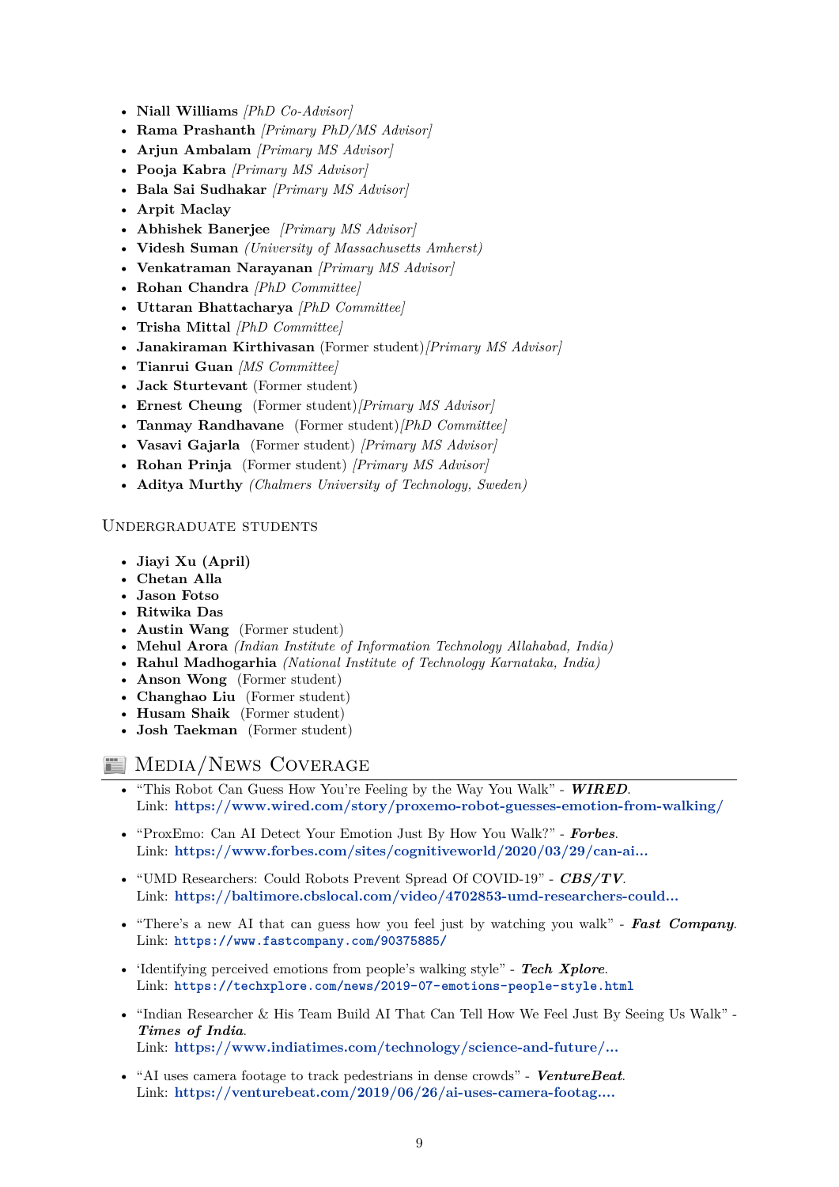- **Niall Williams** *[PhD Co-Advisor]*
- **Rama Prashanth** *[Primary PhD/MS Advisor]*
- **Arjun Ambalam** *[Primary MS Advisor]*
- **Pooja Kabra** *[Primary MS Advisor]*
- **Bala Sai Sudhakar** *[Primary MS Advisor]*
- **Arpit Maclay**
- **Abhishek Banerjee** *[Primary MS Advisor]*
- **Videsh Suman** *(University of Massachusetts Amherst)*
- **Venkatraman Narayanan** *[Primary MS Advisor]*
- **Rohan Chandra** *[PhD Committee]*
- **Uttaran Bhattacharya** *[PhD Committee]*
- **Trisha Mittal** *[PhD Committee]*
- **Janakiraman Kirthivasan** (Former student)*[Primary MS Advisor]*
- **Tianrui Guan** *[MS Committee]*
- **Jack Sturtevant** (Former student)
- **Ernest Cheung** (Former student)*[Primary MS Advisor]*
- **Tanmay Randhavane** (Former student)*[PhD Committee]*
- **Vasavi Gajarla** (Former student) *[Primary MS Advisor]*
- **Rohan Prinja** (Former student) *[Primary MS Advisor]*
- **Aditya Murthy** *(Chalmers University of Technology, Sweden)*

### Undergraduate students

- **Jiayi Xu (April)**
- **Chetan Alla**
- **Jason Fotso**
- **Ritwika Das**
- **Austin Wang** (Former student)
- **Mehul Arora** *(Indian Institute of Information Technology Allahabad, India)*
- **Rahul Madhogarhia** *(National Institute of Technology Karnataka, India)*
- **Anson Wong** (Former student)
- **Changhao Liu** (Former student)
- **Husam Shaik** (Former student)
- **Josh Taekman** (Former student)

## Media/News Coverage

- "This Robot Can Guess How You're Feeling by the Way You Walk" - ***WIRED***.
  Link: **https://www.wired.com/story/proxemo-robot-guesses-emotion-from-walking/**
- "ProxEmo: Can AI Detect Your Emotion Just By How You Walk?" - ***Forbes***.
  Link: **https://www.forbes.com/sites/cognitiveworld/2020/03/29/can-ai...**
- "UMD Researchers: Could Robots Prevent Spread Of COVID-19" - ***CBS/TV***.
  Link: **https://baltimore.cbslocal.com/video/4702853-umd-researchers-could...**
- "There's a new AI that can guess how you feel just by watching you walk" - ***Fast Company***.
  Link: **https://www.fastcompany.com/90375885/**
- 'Identifying perceived emotions from people's walking style" - ***Tech Xplore***.
  Link: **https://techxplore.com/news/2019-07-emotions-people-style.html**
- "Indian Researcher & His Team Build AI That Can Tell How We Feel Just By Seeing Us Walk" - ***Times of India***.
  Link: **https://www.indiatimes.com/technology/science-and-future/...**
- "AI uses camera footage to track pedestrians in dense crowds" - ***VentureBeat***.
  Link: **https://venturebeat.com/2019/06/26/ai-uses-camera-footag....**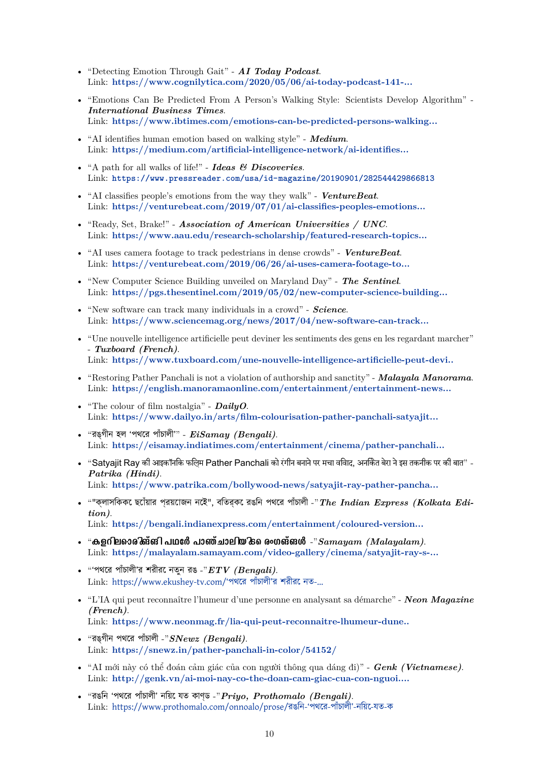- "Detecting Emotion Through Gait" - ***AI Today Podcast***.
  Link: **https://www.cognilytica.com/2020/05/06/ai-today-podcast-141-...**

- "Emotions Can Be Predicted From A Person's Walking Style: Scientists Develop Algorithm" - ***International Business Times***.
  Link: **https://www.ibtimes.com/emotions-can-be-predicted-persons-walking...**

- "AI identifies human emotion based on walking style" - ***Medium***.
  Link: **https://medium.com/artificial-intelligence-network/ai-identifies...**

- "A path for all walks of life!" - ***Ideas & Discoveries***.
  Link: **https://www.pressreader.com/usa/id-magazine/20190901/282544429866813**

- "AI classifies people's emotions from the way they walk" - ***VentureBeat***.
  Link: **https://venturebeat.com/2019/07/01/ai-classifies-peoples-emotions...**

- "Ready, Set, Brake!" - ***Association of American Universities / UNC***.
  Link: **https://www.aau.edu/research-scholarship/featured-research-topics...**

- "AI uses camera footage to track pedestrians in dense crowds" - ***VentureBeat***.
  Link: **https://venturebeat.com/2019/06/26/ai-uses-camera-footage-to...**

- "New Computer Science Building unveiled on Maryland Day" - ***The Sentinel***.
  Link: **https://pgs.thesentinel.com/2019/05/02/new-computer-science-building...**

- "New software can track many individuals in a crowd" - ***Science***.
  Link: **https://www.sciencemag.org/news/2017/04/new-software-can-track...**

- "Une nouvelle intelligence artificielle peut deviner les sentiments des gens en les regardant marcher" - ***Tuxboard (French)***.
  Link: **https://www.tuxboard.com/une-nouvelle-intelligence-artificielle-peut-devi..**

- "Restoring Pather Panchali is not a violation of authorship and sanctity" - ***Malayala Manorama***.
  Link: **https://english.manoramaonline.com/entertainment/entertainment-news...**

- "The colour of film nostalgia" - ***DailyO***.
  Link: **https://www.dailyo.in/arts/film-colourisation-pather-panchali-satyajit...**

- "রঙ্গীন হল 'পথের পাঁচালী'" - ***EiSamay (Bengali)***.
  Link: **https://eisamay.indiatimes.com/entertainment/cinema/pather-panchali...**

- "Satyajit Ray की आइकॉनिक फिल्म Pather Panchali को रंगीन बनाने पर मचा विवाद, अनिकेत बेरा ने इस तकनीक पर की बात" - ***Patrika (Hindi)***.
  Link: **https://www.patrika.com/bollywood-news/satyajit-ray-pather-pancha...**

- ""ক্লাসিককে ছোঁয়ার প্রয়োজন নেই", বিতর্কে রঙিন পথের পাঁচালী -"***The Indian Express (Kolkata Edition)***.
  Link: **https://bengali.indianexpress.com/entertainment/coloured-version...**

- "കളറിലൊരുങ്ങി പഥേർ പാഞ്ചാലിയുടെ രംഗങ്ങൾ -"***Samayam (Malayalam)***.
  Link: **https://malayalam.samayam.com/video-gallery/cinema/satyajit-ray-s-...**

- "'পথের পাঁচালী'র শরীরে নতুন রঙ -"***ETV (Bengali)***.
  Link: https://www.ekushey-tv.com/'পথের পাঁচালী'র শরীরে নত-...

- "L'IA qui peut reconnaître l'humeur d'une personne en analysant sa démarche" - ***Neon Magazine (French)***.
  Link: **https://www.neonmag.fr/lia-qui-peut-reconnaitre-lhumeur-dune..**

- "রঙ্গীন পথের পাঁচালী -"***SNewz (Bengali)***.
  Link: **https://snewz.in/pather-panchali-in-color/54152/**

- "AI mới này có thể đoán cảm giác của con người thông qua dáng đi)" - ***Genk (Vietnamese)***.
  Link: **http://genk.vn/ai-moi-nay-co-the-doan-cam-giac-cua-con-nguoi....**

- "রঙিন 'পথের পাঁচালী' নিয়ে যত কাণ্ড -"***Priyo, Prothomalo (Bengali)***.
  Link: https://www.prothomalo.com/onnoalo/prose/রঙিন-'পথের-পাঁচালী'-নিয়ে-যত-ক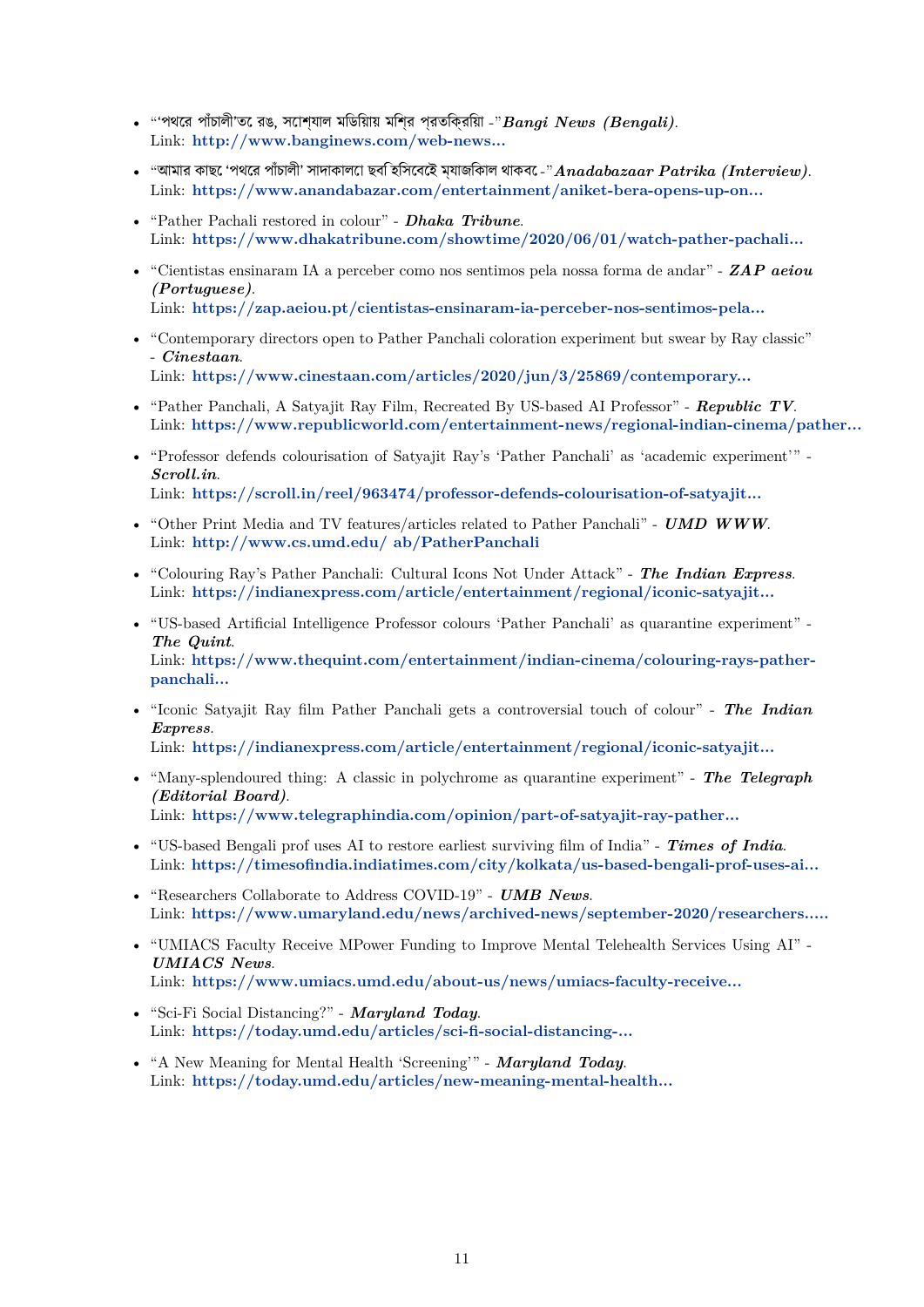- "'পথের পাঁচালী'তে রঙ, সোশ্যাল মিডিয়ায় মিশ্র প্রতিক্রিয়া -"***Bangi News (Bengali)***.
  Link: **http://www.banginews.com/web-news...**

- "আমার কাছে 'পথের পাঁচালী' সাদাকালো ছবি হিসেবেই ম্যাজিকাল থাকবে -"***Anadabazaar Patrika (Interview)***.
  Link: **https://www.anandabazar.com/entertainment/aniket-bera-opens-up-on...**

- "Pather Pachali restored in colour" - ***Dhaka Tribune***.
  Link: **https://www.dhakatribune.com/showtime/2020/06/01/watch-pather-pachali...**

- "Cientistas ensinaram IA a perceber como nos sentimos pela nossa forma de andar" - ***ZAP aeiou (Portuguese)***.
  Link: **https://zap.aeiou.pt/cientistas-ensinaram-ia-perceber-nos-sentimos-pela...**

- "Contemporary directors open to Pather Panchali coloration experiment but swear by Ray classic" - ***Cinestaan***.
  Link: **https://www.cinestaan.com/articles/2020/jun/3/25869/contemporary...**

- "Pather Panchali, A Satyajit Ray Film, Recreated By US-based AI Professor" - ***Republic TV***.
  Link: **https://www.republicworld.com/entertainment-news/regional-indian-cinema/pather...**

- "Professor defends colourisation of Satyajit Ray's 'Pather Panchali' as 'academic experiment'" - ***Scroll.in***.
  Link: **https://scroll.in/reel/963474/professor-defends-colourisation-of-satyajit...**

- "Other Print Media and TV features/articles related to Pather Panchali" - ***UMD WWW***.
  Link: **http://www.cs.umd.edu/ ab/PatherPanchali**

- "Colouring Ray's Pather Panchali: Cultural Icons Not Under Attack" - ***The Indian Express***.
  Link: **https://indianexpress.com/article/entertainment/regional/iconic-satyajit...**

- "US-based Artificial Intelligence Professor colours 'Pather Panchali' as quarantine experiment" - ***The Quint***.
  Link: **https://www.thequint.com/entertainment/indian-cinema/colouring-rays-pather-panchali...**

- "Iconic Satyajit Ray film Pather Panchali gets a controversial touch of colour" - ***The Indian Express***.
  Link: **https://indianexpress.com/article/entertainment/regional/iconic-satyajit...**

- "Many-splendoured thing: A classic in polychrome as quarantine experiment" - ***The Telegraph (Editorial Board)***.
  Link: **https://www.telegraphindia.com/opinion/part-of-satyajit-ray-pather...**

- "US-based Bengali prof uses AI to restore earliest surviving film of India" - ***Times of India***.
  Link: **https://timesofindia.indiatimes.com/city/kolkata/us-based-bengali-prof-uses-ai...**

- "Researchers Collaborate to Address COVID-19" - ***UMB News***.
  Link: **https://www.umaryland.edu/news/archived-news/september-2020/researchers.....**

- "UMIACS Faculty Receive MPower Funding to Improve Mental Telehealth Services Using AI" - ***UMIACS News***.
  Link: **https://www.umiacs.umd.edu/about-us/news/umiacs-faculty-receive...**

- "Sci-Fi Social Distancing?" - ***Maryland Today***.
  Link: **https://today.umd.edu/articles/sci-fi-social-distancing-...**

- "A New Meaning for Mental Health 'Screening'" - ***Maryland Today***.
  Link: **https://today.umd.edu/articles/new-meaning-mental-health...**